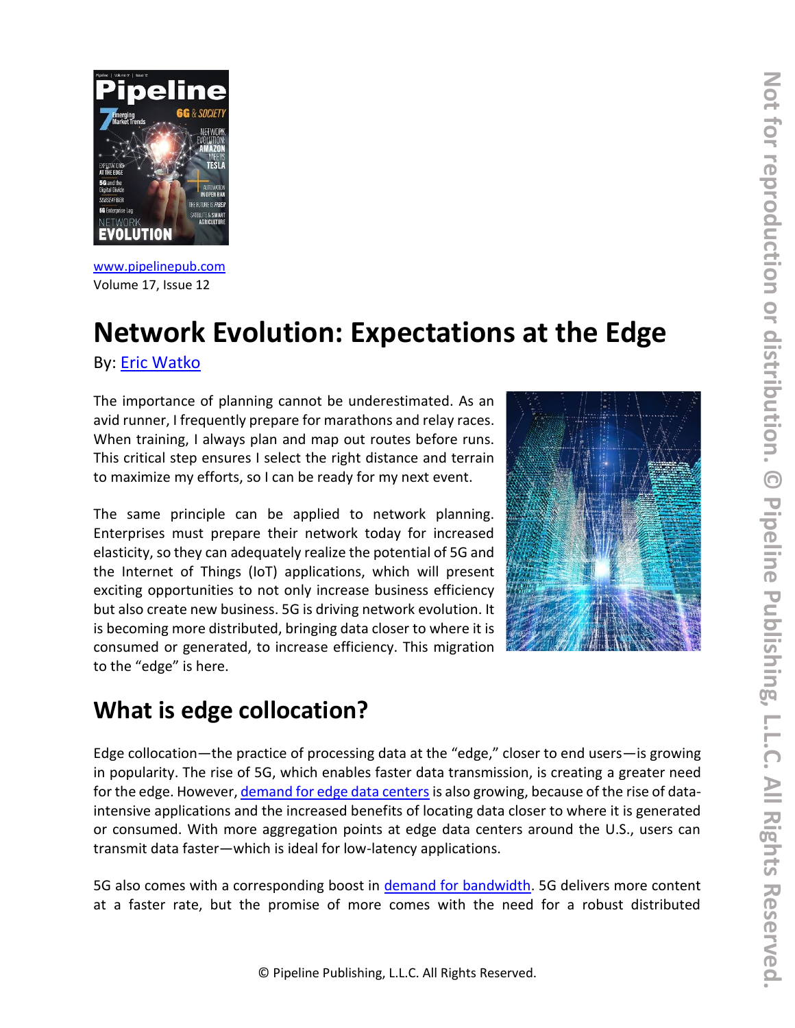www.pipelinepub.com
Volume 17, Issue 12

# Network Evolution: Expectations at the Edge

By: Eric Watko

The importance of planning cannot be underestimated. As an avid runner, I frequently prepare for marathons and relay races. When training, I always plan and map out routes before runs. This critical step ensures I select the right distance and terrain to maximize my efforts, so I can be ready for my next event.

The same principle can be applied to network planning. Enterprises must prepare their network today for increased elasticity, so they can adequately realize the potential of 5G and the Internet of Things (IoT) applications, which will present exciting opportunities to not only increase business efficiency but also create new business. 5G is driving network evolution. It is becoming more distributed, bringing data closer to where it is consumed or generated, to increase efficiency. This migration to the "edge" is here.

## What is edge collocation?

Edge collocation—the practice of processing data at the "edge," closer to end users—is growing in popularity. The rise of 5G, which enables faster data transmission, is creating a greater need for the edge. However, demand for edge data centers is also growing, because of the rise of data-intensive applications and the increased benefits of locating data closer to where it is generated or consumed. With more aggregation points at edge data centers around the U.S., users can transmit data faster—which is ideal for low-latency applications.

5G also comes with a corresponding boost in demand for bandwidth. 5G delivers more content at a faster rate, but the promise of more comes with the need for a robust distributed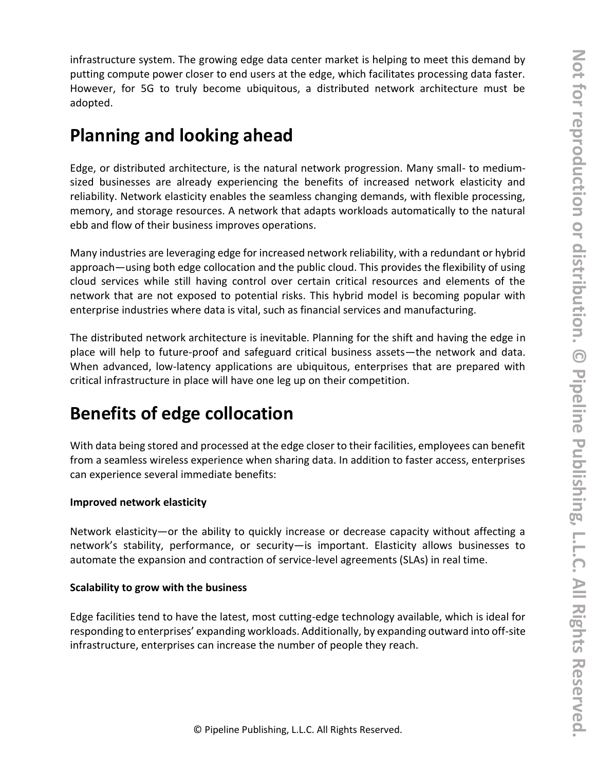infrastructure system. The growing edge data center market is helping to meet this demand by putting compute power closer to end users at the edge, which facilitates processing data faster. However, for 5G to truly become ubiquitous, a distributed network architecture must be adopted.

## Planning and looking ahead

Edge, or distributed architecture, is the natural network progression. Many small- to medium-sized businesses are already experiencing the benefits of increased network elasticity and reliability. Network elasticity enables the seamless changing demands, with flexible processing, memory, and storage resources. A network that adapts workloads automatically to the natural ebb and flow of their business improves operations.

Many industries are leveraging edge for increased network reliability, with a redundant or hybrid approach—using both edge collocation and the public cloud. This provides the flexibility of using cloud services while still having control over certain critical resources and elements of the network that are not exposed to potential risks. This hybrid model is becoming popular with enterprise industries where data is vital, such as financial services and manufacturing.

The distributed network architecture is inevitable. Planning for the shift and having the edge in place will help to future-proof and safeguard critical business assets—the network and data. When advanced, low-latency applications are ubiquitous, enterprises that are prepared with critical infrastructure in place will have one leg up on their competition.

## Benefits of edge collocation

With data being stored and processed at the edge closer to their facilities, employees can benefit from a seamless wireless experience when sharing data. In addition to faster access, enterprises can experience several immediate benefits:

**Improved network elasticity**

Network elasticity—or the ability to quickly increase or decrease capacity without affecting a network's stability, performance, or security—is important. Elasticity allows businesses to automate the expansion and contraction of service-level agreements (SLAs) in real time.

**Scalability to grow with the business**

Edge facilities tend to have the latest, most cutting-edge technology available, which is ideal for responding to enterprises' expanding workloads. Additionally, by expanding outward into off-site infrastructure, enterprises can increase the number of people they reach.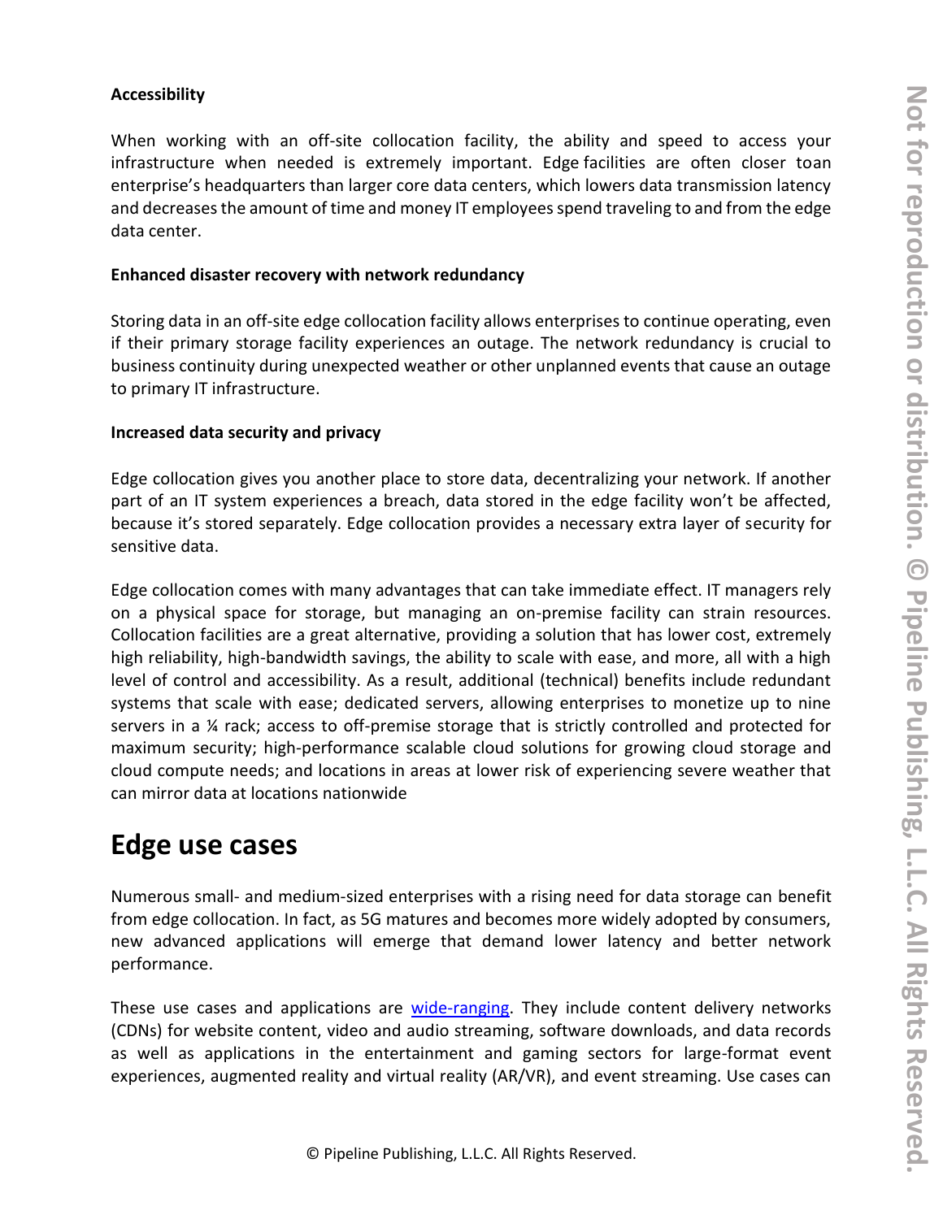**Accessibility**

When working with an off-site collocation facility, the ability and speed to access your infrastructure when needed is extremely important. Edge facilities are often closer toan enterprise's headquarters than larger core data centers, which lowers data transmission latency and decreases the amount of time and money IT employees spend traveling to and from the edge data center.

**Enhanced disaster recovery with network redundancy**

Storing data in an off-site edge collocation facility allows enterprises to continue operating, even if their primary storage facility experiences an outage. The network redundancy is crucial to business continuity during unexpected weather or other unplanned events that cause an outage to primary IT infrastructure.

**Increased data security and privacy**

Edge collocation gives you another place to store data, decentralizing your network. If another part of an IT system experiences a breach, data stored in the edge facility won't be affected, because it's stored separately. Edge collocation provides a necessary extra layer of security for sensitive data.

Edge collocation comes with many advantages that can take immediate effect. IT managers rely on a physical space for storage, but managing an on-premise facility can strain resources. Collocation facilities are a great alternative, providing a solution that has lower cost, extremely high reliability, high-bandwidth savings, the ability to scale with ease, and more, all with a high level of control and accessibility. As a result, additional (technical) benefits include redundant systems that scale with ease; dedicated servers, allowing enterprises to monetize up to nine servers in a ¼ rack; access to off-premise storage that is strictly controlled and protected for maximum security; high-performance scalable cloud solutions for growing cloud storage and cloud compute needs; and locations in areas at lower risk of experiencing severe weather that can mirror data at locations nationwide

## Edge use cases

Numerous small- and medium-sized enterprises with a rising need for data storage can benefit from edge collocation. In fact, as 5G matures and becomes more widely adopted by consumers, new advanced applications will emerge that demand lower latency and better network performance.

These use cases and applications are wide-ranging. They include content delivery networks (CDNs) for website content, video and audio streaming, software downloads, and data records as well as applications in the entertainment and gaming sectors for large-format event experiences, augmented reality and virtual reality (AR/VR), and event streaming. Use cases can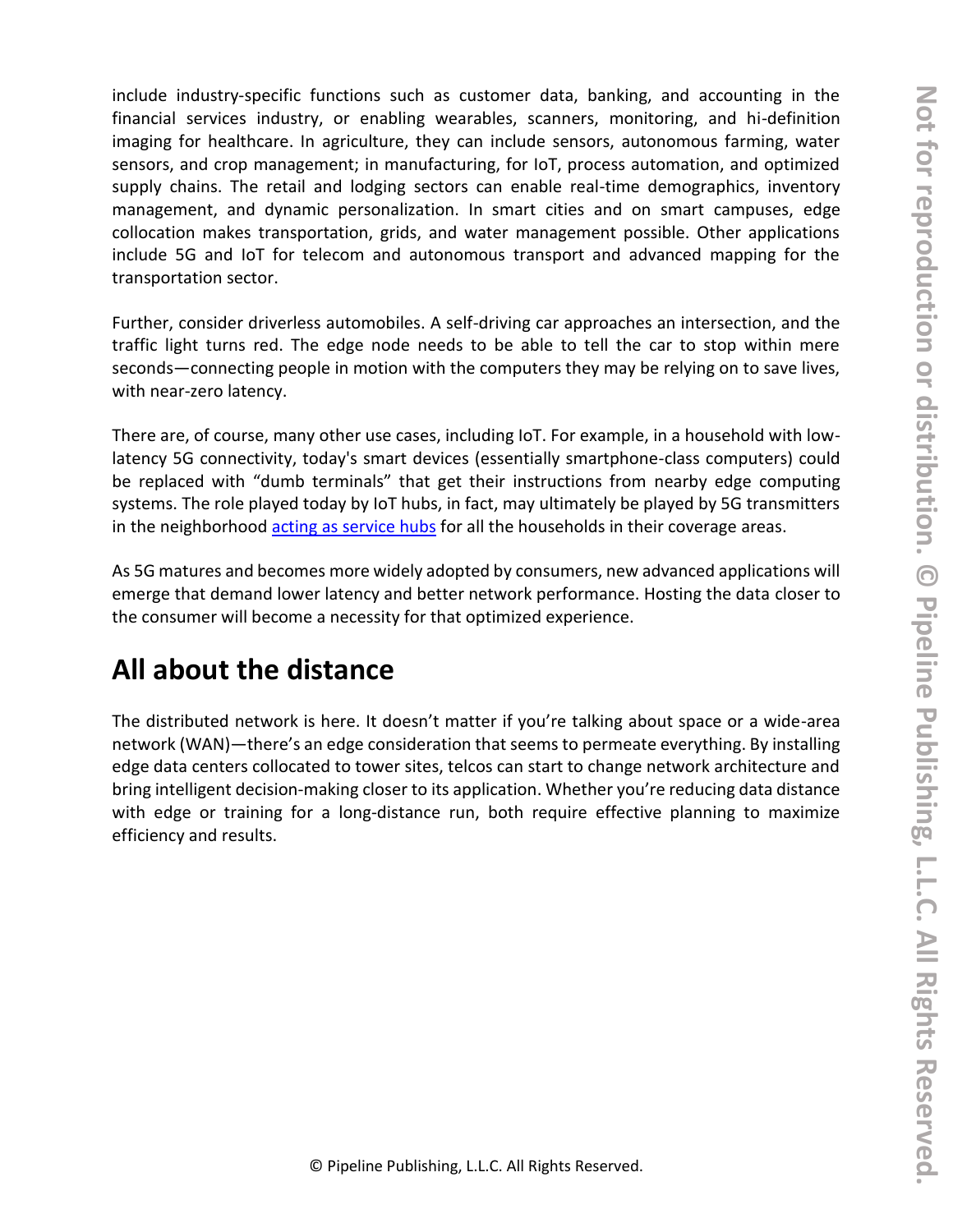include industry-specific functions such as customer data, banking, and accounting in the financial services industry, or enabling wearables, scanners, monitoring, and hi-definition imaging for healthcare. In agriculture, they can include sensors, autonomous farming, water sensors, and crop management; in manufacturing, for IoT, process automation, and optimized supply chains. The retail and lodging sectors can enable real-time demographics, inventory management, and dynamic personalization. In smart cities and on smart campuses, edge collocation makes transportation, grids, and water management possible. Other applications include 5G and IoT for telecom and autonomous transport and advanced mapping for the transportation sector.

Further, consider driverless automobiles. A self-driving car approaches an intersection, and the traffic light turns red. The edge node needs to be able to tell the car to stop within mere seconds—connecting people in motion with the computers they may be relying on to save lives, with near-zero latency.

There are, of course, many other use cases, including IoT. For example, in a household with low-latency 5G connectivity, today's smart devices (essentially smartphone-class computers) could be replaced with "dumb terminals" that get their instructions from nearby edge computing systems. The role played today by IoT hubs, in fact, may ultimately be played by 5G transmitters in the neighborhood acting as service hubs for all the households in their coverage areas.

As 5G matures and becomes more widely adopted by consumers, new advanced applications will emerge that demand lower latency and better network performance. Hosting the data closer to the consumer will become a necessity for that optimized experience.

## All about the distance

The distributed network is here. It doesn't matter if you're talking about space or a wide-area network (WAN)—there's an edge consideration that seems to permeate everything. By installing edge data centers collocated to tower sites, telcos can start to change network architecture and bring intelligent decision-making closer to its application. Whether you're reducing data distance with edge or training for a long-distance run, both require effective planning to maximize efficiency and results.